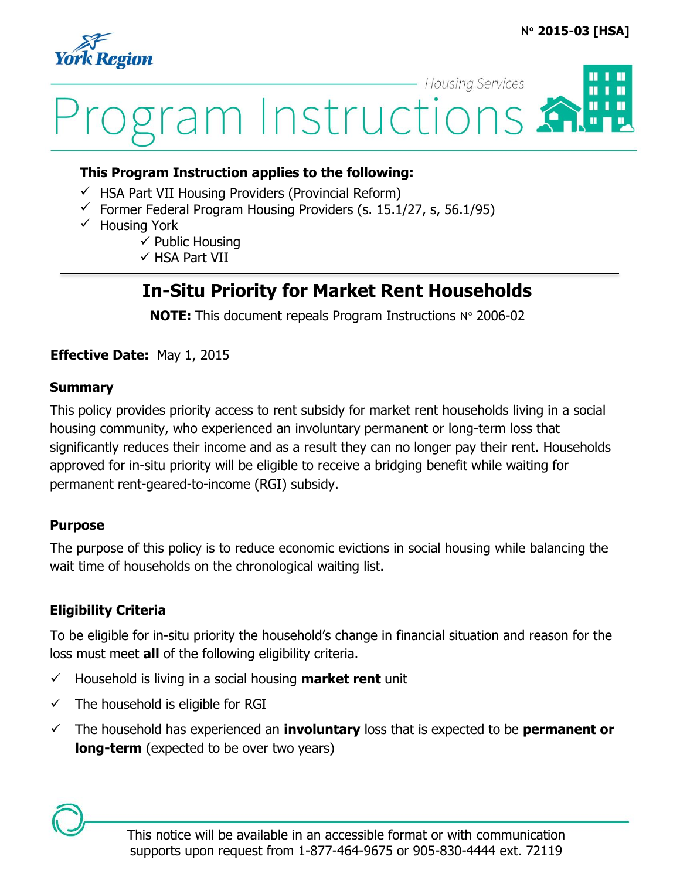N° 2015-03 [HSA]

York Region

Housing Services

# Program Instructions

**This Program Instruction applies to the following:**

- ✓ HSA Part VII Housing Providers (Provincial Reform)
- ✓ Former Federal Program Housing Providers (s. 15.1/27, s, 56.1/95)
- ✓ Housing York
  - ✓ Public Housing
  - ✓ HSA Part VII

## In-Situ Priority for Market Rent Households

**NOTE:** This document repeals Program Instructions N° 2006-02

**Effective Date:** May 1, 2015

### Summary

This policy provides priority access to rent subsidy for market rent households living in a social housing community, who experienced an involuntary permanent or long-term loss that significantly reduces their income and as a result they can no longer pay their rent. Households approved for in-situ priority will be eligible to receive a bridging benefit while waiting for permanent rent-geared-to-income (RGI) subsidy.

### Purpose

The purpose of this policy is to reduce economic evictions in social housing while balancing the wait time of households on the chronological waiting list.

### Eligibility Criteria

To be eligible for in-situ priority the household's change in financial situation and reason for the loss must meet **all** of the following eligibility criteria.

- ✓ Household is living in a social housing **market rent** unit
- ✓ The household is eligible for RGI
- ✓ The household has experienced an **involuntary** loss that is expected to be **permanent or long-term** (expected to be over two years)

This notice will be available in an accessible format or with communication supports upon request from 1-877-464-9675 or 905-830-4444 ext. 72119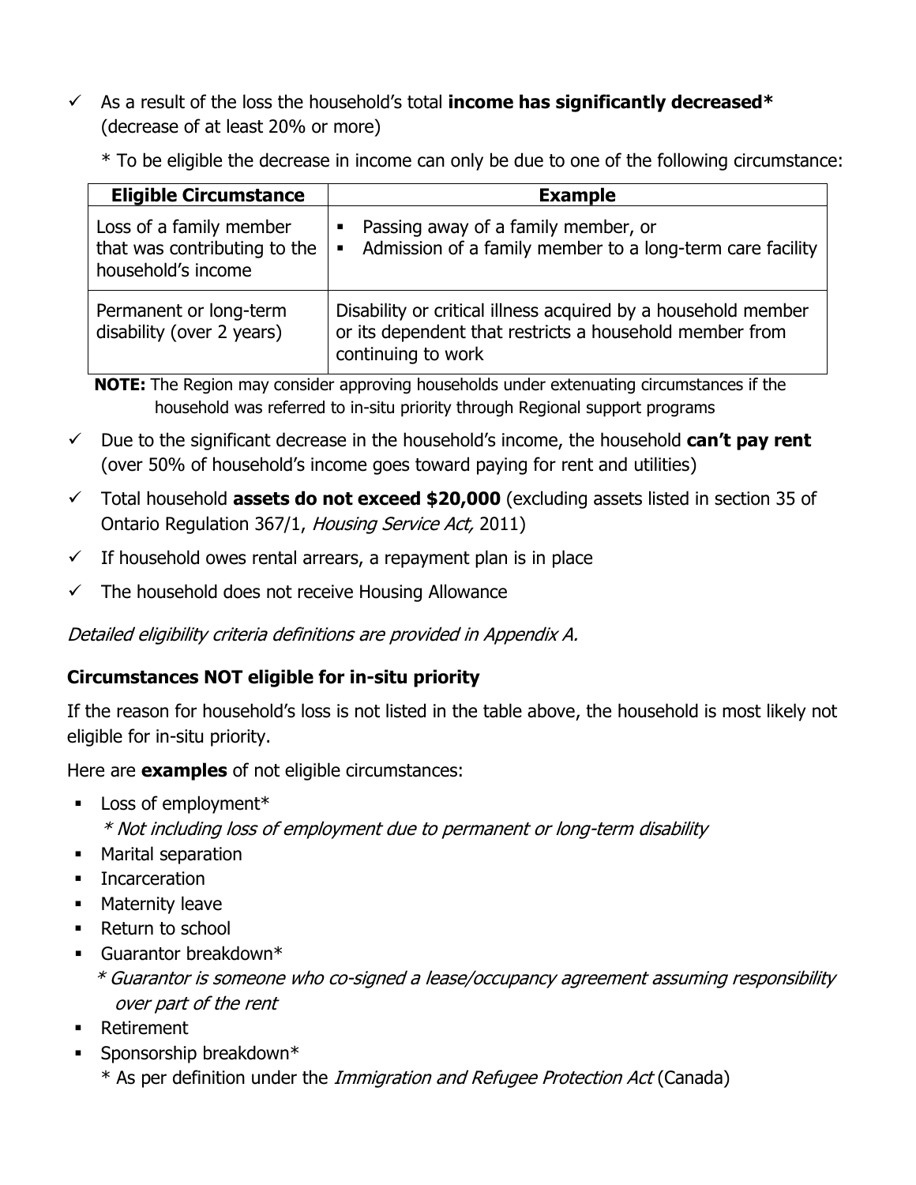- ✓ As a result of the loss the household's total **income has significantly decreased*** (decrease of at least 20% or more)

  * To be eligible the decrease in income can only be due to one of the following circumstance:

| Eligible Circumstance | Example |
|---|---|
| Loss of a family member that was contributing to the household's income | ▪ Passing away of a family member, or<br>▪ Admission of a family member to a long-term care facility |
| Permanent or long-term disability (over 2 years) | Disability or critical illness acquired by a household member or its dependent that restricts a household member from continuing to work |

**NOTE:** The Region may consider approving households under extenuating circumstances if the household was referred to in-situ priority through Regional support programs

- ✓ Due to the significant decrease in the household's income, the household **can't pay rent** (over 50% of household's income goes toward paying for rent and utilities)
- ✓ Total household **assets do not exceed $20,000** (excluding assets listed in section 35 of Ontario Regulation 367/1, *Housing Service Act,* 2011)
- ✓ If household owes rental arrears, a repayment plan is in place
- ✓ The household does not receive Housing Allowance

*Detailed eligibility criteria definitions are provided in Appendix A.*

### Circumstances NOT eligible for in-situ priority

If the reason for household's loss is not listed in the table above, the household is most likely not eligible for in-situ priority.

Here are **examples** of not eligible circumstances:

- Loss of employment*
  *\* Not including loss of employment due to permanent or long-term disability*
- Marital separation
- Incarceration
- Maternity leave
- Return to school
- Guarantor breakdown*
  *\* Guarantor is someone who co-signed a lease/occupancy agreement assuming responsibility over part of the rent*
- Retirement
- Sponsorship breakdown*
  \* As per definition under the *Immigration and Refugee Protection Act* (Canada)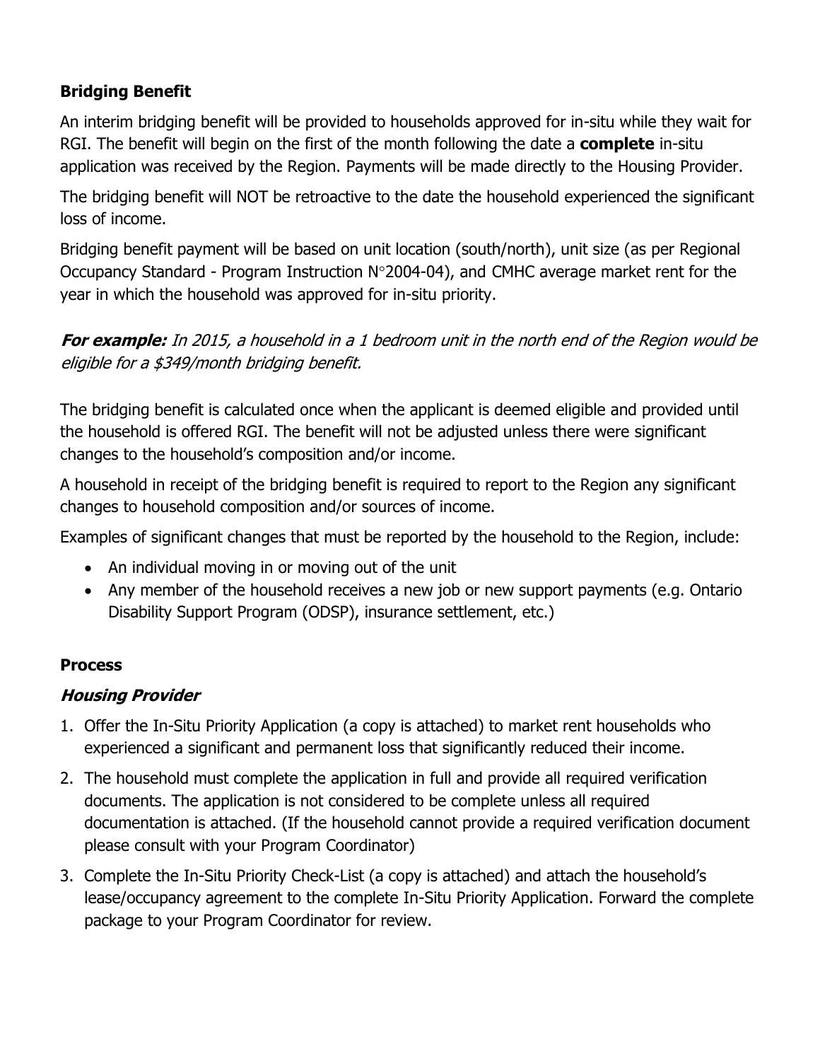**Bridging Benefit**

An interim bridging benefit will be provided to households approved for in-situ while they wait for RGI. The benefit will begin on the first of the month following the date a **complete** in-situ application was received by the Region. Payments will be made directly to the Housing Provider.

The bridging benefit will NOT be retroactive to the date the household experienced the significant loss of income.

Bridging benefit payment will be based on unit location (south/north), unit size (as per Regional Occupancy Standard - Program Instruction N°2004-04), and CMHC average market rent for the year in which the household was approved for in-situ priority.

***For example:*** *In 2015, a household in a 1 bedroom unit in the north end of the Region would be eligible for a $349/month bridging benefit.*

The bridging benefit is calculated once when the applicant is deemed eligible and provided until the household is offered RGI. The benefit will not be adjusted unless there were significant changes to the household's composition and/or income.

A household in receipt of the bridging benefit is required to report to the Region any significant changes to household composition and/or sources of income.

Examples of significant changes that must be reported by the household to the Region, include:

- An individual moving in or moving out of the unit
- Any member of the household receives a new job or new support payments (e.g. Ontario Disability Support Program (ODSP), insurance settlement, etc.)

**Process**

***Housing Provider***

1. Offer the In-Situ Priority Application (a copy is attached) to market rent households who experienced a significant and permanent loss that significantly reduced their income.
2. The household must complete the application in full and provide all required verification documents. The application is not considered to be complete unless all required documentation is attached. (If the household cannot provide a required verification document please consult with your Program Coordinator)
3. Complete the In-Situ Priority Check-List (a copy is attached) and attach the household's lease/occupancy agreement to the complete In-Situ Priority Application. Forward the complete package to your Program Coordinator for review.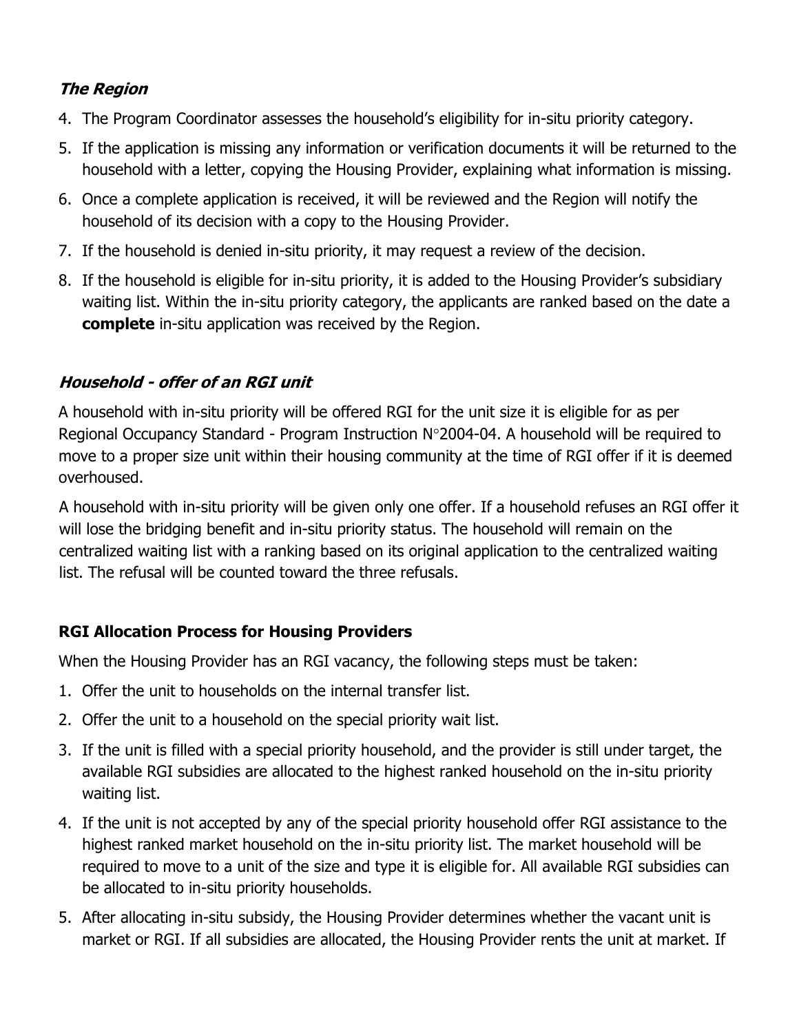### *The Region*

4. The Program Coordinator assesses the household's eligibility for in-situ priority category.
5. If the application is missing any information or verification documents it will be returned to the household with a letter, copying the Housing Provider, explaining what information is missing.
6. Once a complete application is received, it will be reviewed and the Region will notify the household of its decision with a copy to the Housing Provider.
7. If the household is denied in-situ priority, it may request a review of the decision.
8. If the household is eligible for in-situ priority, it is added to the Housing Provider's subsidiary waiting list. Within the in-situ priority category, the applicants are ranked based on the date a **complete** in-situ application was received by the Region.

### *Household - offer of an RGI unit*

A household with in-situ priority will be offered RGI for the unit size it is eligible for as per Regional Occupancy Standard - Program Instruction N°2004-04. A household will be required to move to a proper size unit within their housing community at the time of RGI offer if it is deemed overhoused.

A household with in-situ priority will be given only one offer. If a household refuses an RGI offer it will lose the bridging benefit and in-situ priority status. The household will remain on the centralized waiting list with a ranking based on its original application to the centralized waiting list. The refusal will be counted toward the three refusals.

### **RGI Allocation Process for Housing Providers**

When the Housing Provider has an RGI vacancy, the following steps must be taken:

1. Offer the unit to households on the internal transfer list.
2. Offer the unit to a household on the special priority wait list.
3. If the unit is filled with a special priority household, and the provider is still under target, the available RGI subsidies are allocated to the highest ranked household on the in-situ priority waiting list.
4. If the unit is not accepted by any of the special priority household offer RGI assistance to the highest ranked market household on the in-situ priority list. The market household will be required to move to a unit of the size and type it is eligible for. All available RGI subsidies can be allocated to in-situ priority households.
5. After allocating in-situ subsidy, the Housing Provider determines whether the vacant unit is market or RGI. If all subsidies are allocated, the Housing Provider rents the unit at market. If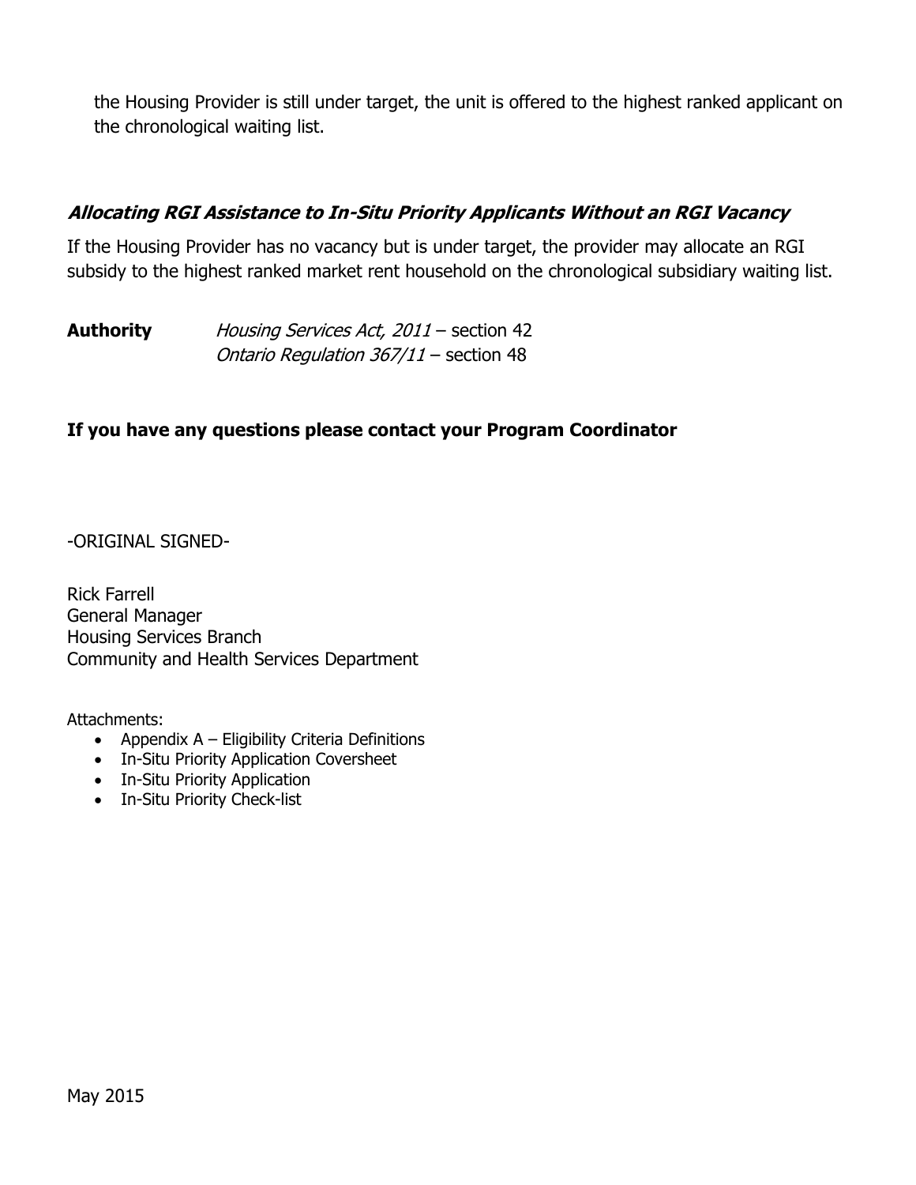the Housing Provider is still under target, the unit is offered to the highest ranked applicant on the chronological waiting list.

### *Allocating RGI Assistance to In-Situ Priority Applicants Without an RGI Vacancy*

If the Housing Provider has no vacancy but is under target, the provider may allocate an RGI subsidy to the highest ranked market rent household on the chronological subsidiary waiting list.

**Authority** *Housing Services Act, 2011* – section 42
*Ontario Regulation 367/11* – section 48

**If you have any questions please contact your Program Coordinator**

-ORIGINAL SIGNED-

Rick Farrell
General Manager
Housing Services Branch
Community and Health Services Department

Attachments:

- Appendix A – Eligibility Criteria Definitions
- In-Situ Priority Application Coversheet
- In-Situ Priority Application
- In-Situ Priority Check-list

May 2015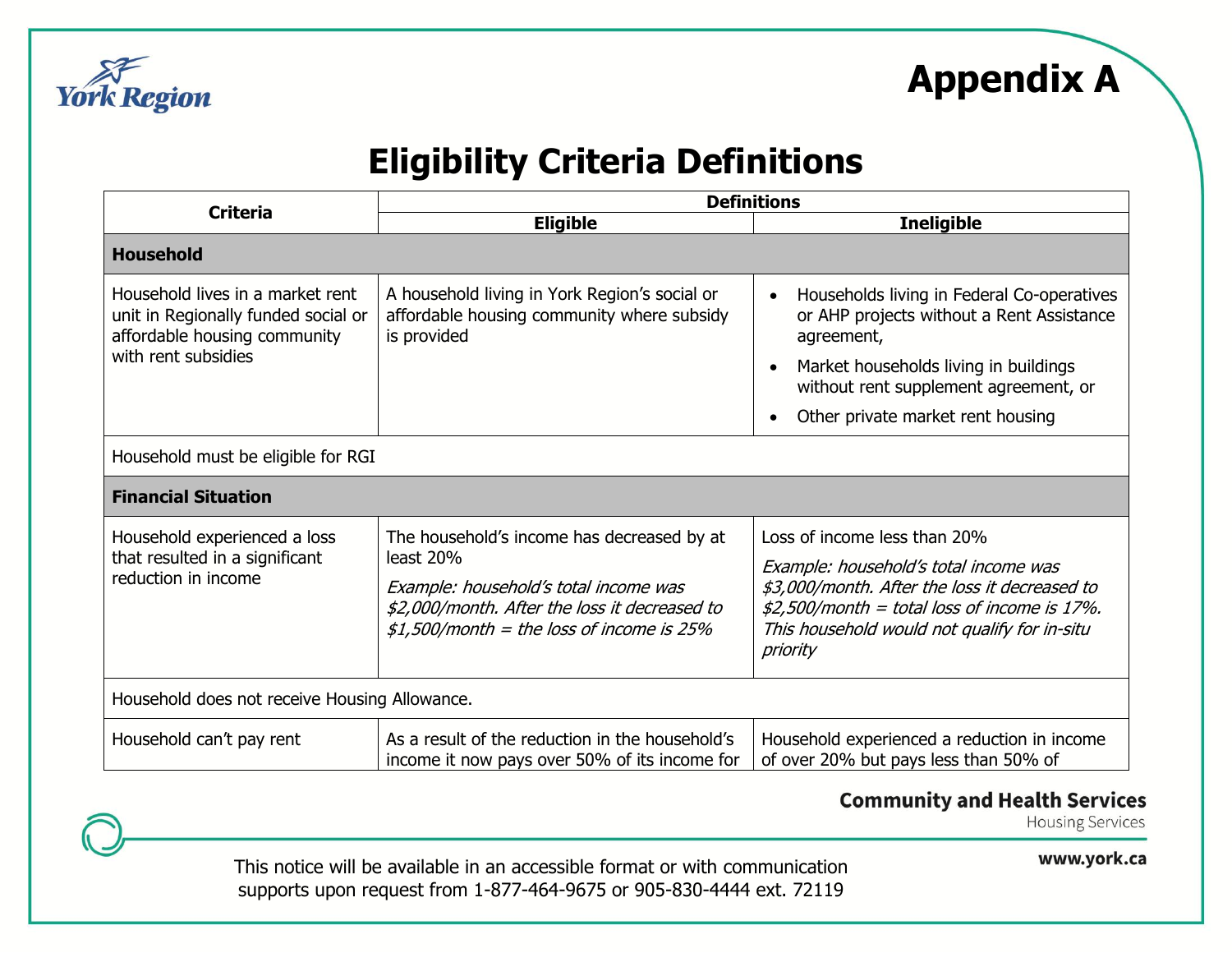# Appendix A

## Eligibility Criteria Definitions

| Criteria | Definitions | |
|---|---|---|
| | **Eligible** | **Ineligible** |
| **Household** | | |
| Household lives in a market rent unit in Regionally funded social or affordable housing community with rent subsidies | A household living in York Region's social or affordable housing community where subsidy is provided | • Households living in Federal Co-operatives or AHP projects without a Rent Assistance agreement,<br>• Market households living in buildings without rent supplement agreement, or<br>• Other private market rent housing |
| Household must be eligible for RGI | | |
| **Financial Situation** | | |
| Household experienced a loss that resulted in a significant reduction in income | The household's income has decreased by at least 20%<br>*Example: household's total income was $2,000/month. After the loss it decreased to $1,500/month = the loss of income is 25%* | Loss of income less than 20%<br>*Example: household's total income was $3,000/month. After the loss it decreased to $2,500/month = total loss of income is 17%. This household would not qualify for in-situ priority* |
| Household does not receive Housing Allowance. | | |
| Household can't pay rent | As a result of the reduction in the household's income it now pays over 50% of its income for | Household experienced a reduction in income of over 20% but pays less than 50% of |

Community and Health Services
Housing Services

www.york.ca

This notice will be available in an accessible format or with communication supports upon request from 1-877-464-9675 or 905-830-4444 ext. 72119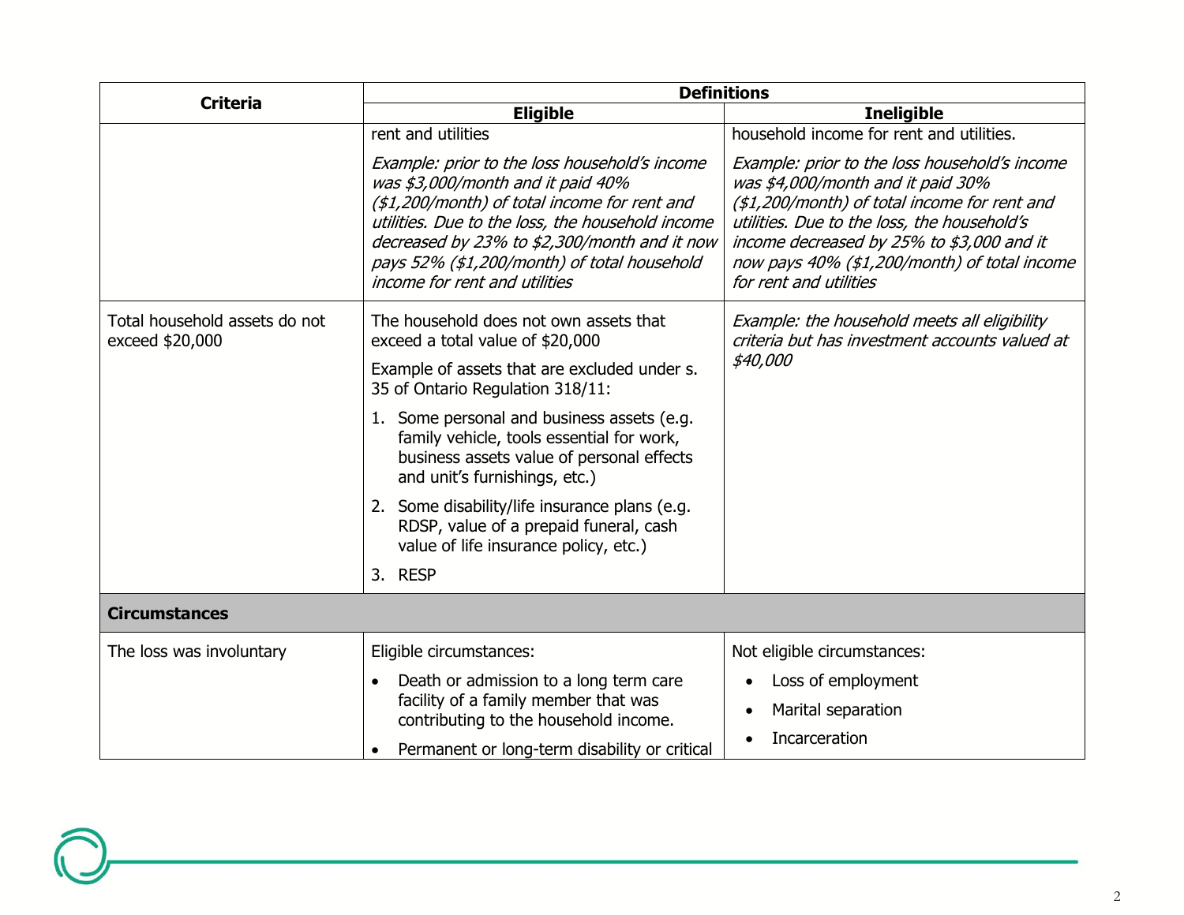| Criteria | Definitions | |
|---|---|---|
| | **Eligible** | **Ineligible** |
| | rent and utilities<br><br>*Example: prior to the loss household's income was $3,000/month and it paid 40% ($1,200/month) of total income for rent and utilities. Due to the loss, the household income decreased by 23% to $2,300/month and it now pays 52% ($1,200/month) of total household income for rent and utilities* | household income for rent and utilities.<br><br>*Example: prior to the loss household's income was $4,000/month and it paid 30% ($1,200/month) of total income for rent and utilities. Due to the loss, the household's income decreased by 25% to $3,000 and it now pays 40% ($1,200/month) of total income for rent and utilities* |
| Total household assets do not exceed $20,000 | The household does not own assets that exceed a total value of $20,000<br><br>Example of assets that are excluded under s. 35 of Ontario Regulation 318/11:<br><br>1. Some personal and business assets (e.g. family vehicle, tools essential for work, business assets value of personal effects and unit's furnishings, etc.)<br>2. Some disability/life insurance plans (e.g. RDSP, value of a prepaid funeral, cash value of life insurance policy, etc.)<br>3. RESP | *Example: the household meets all eligibility criteria but has investment accounts valued at $40,000* |
| **Circumstances** | | |
| The loss was involuntary | Eligible circumstances:<br><br>• Death or admission to a long term care facility of a family member that was contributing to the household income.<br>• Permanent or long-term disability or critical | Not eligible circumstances:<br><br>• Loss of employment<br>• Marital separation<br>• Incarceration |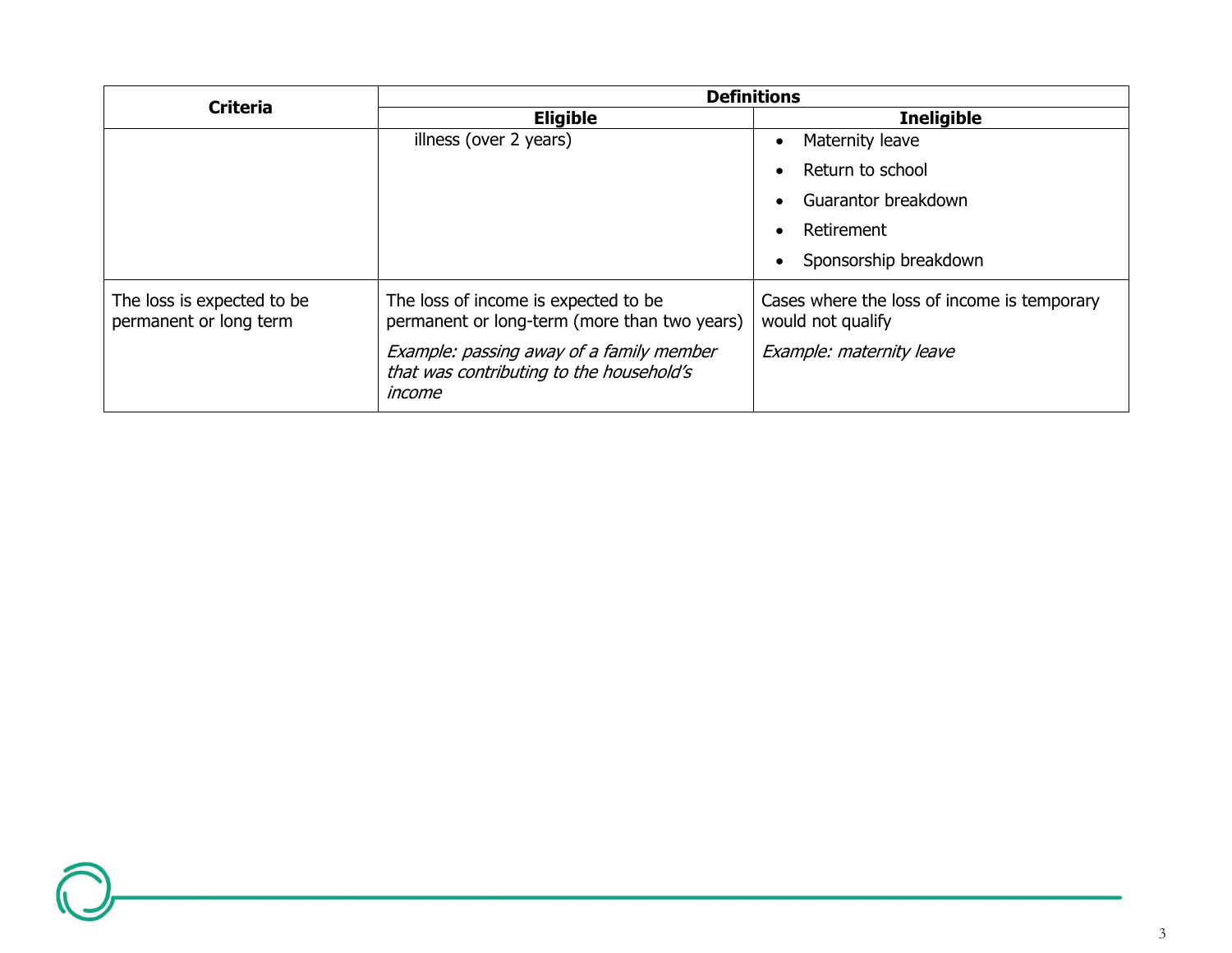| Criteria | Definitions | |
|---|---|---|
| | Eligible | Ineligible |
| | illness (over 2 years) | • Maternity leave<br>• Return to school<br>• Guarantor breakdown<br>• Retirement<br>• Sponsorship breakdown |
| The loss is expected to be permanent or long term | The loss of income is expected to be permanent or long-term (more than two years)<br><br>*Example: passing away of a family member that was contributing to the household's income* | Cases where the loss of income is temporary would not qualify<br><br>*Example: maternity leave* |